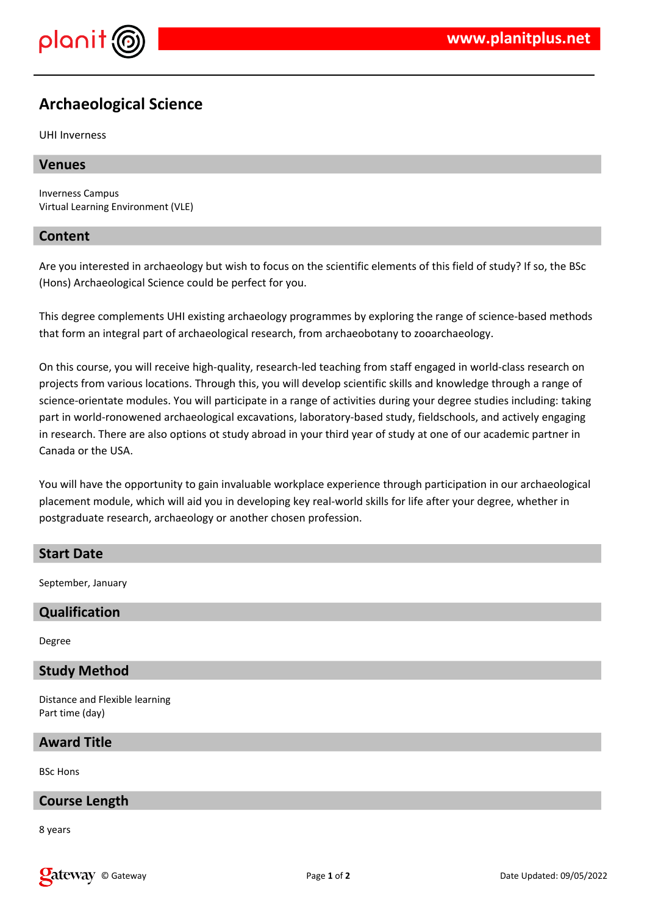# Archaeological Science

UHI Inverness

## Venues

Inverness Campus
Virtual Learning Environment (VLE)

## Content

Are you interested in archaeology but wish to focus on the scientific elements of this field of study? If so, the BSc (Hons) Archaeological Science could be perfect for you.

This degree complements UHI existing archaeology programmes by exploring the range of science-based methods that form an integral part of archaeological research, from archaeobotany to zooarchaeology.

On this course, you will receive high-quality, research-led teaching from staff engaged in world-class research on projects from various locations. Through this, you will develop scientific skills and knowledge through a range of science-orientate modules. You will participate in a range of activities during your degree studies including: taking part in world-ronowened archaeological excavations, laboratory-based study, fieldschools, and actively engaging in research. There are also options ot study abroad in your third year of study at one of our academic partner in Canada or the USA.

You will have the opportunity to gain invaluable workplace experience through participation in our archaeological placement module, which will aid you in developing key real-world skills for life after your degree, whether in postgraduate research, archaeology or another chosen profession.

## Start Date

September, January

## Qualification

Degree

## Study Method

Distance and Flexible learning
Part time (day)

## Award Title

BSc Hons

## Course Length

8 years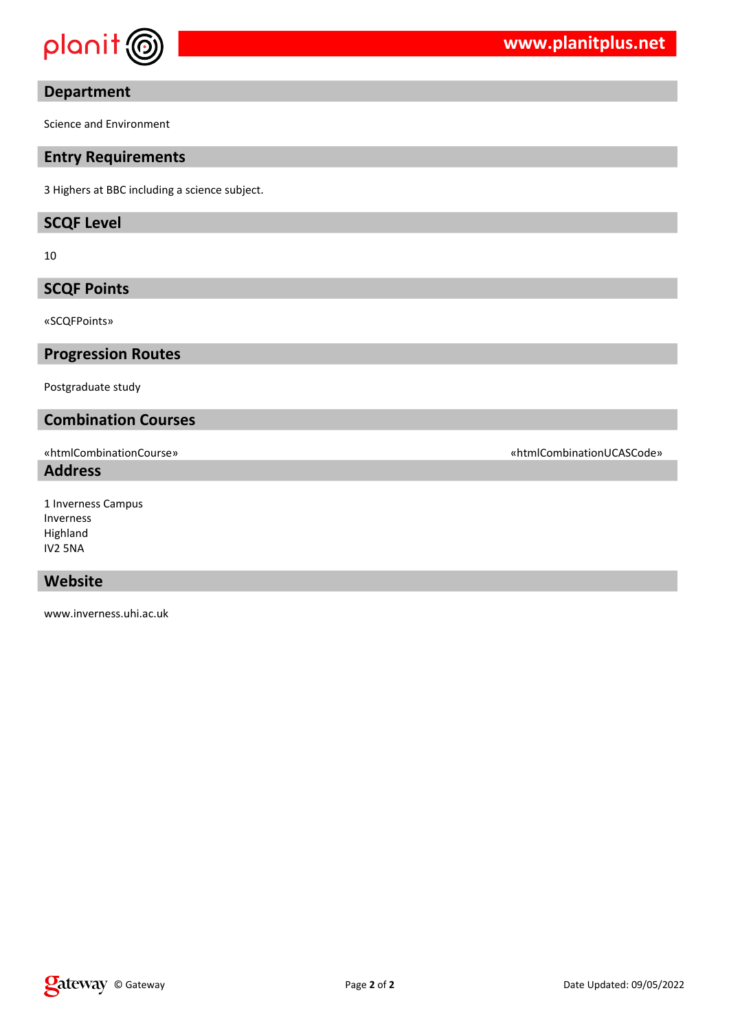## Department

Science and Environment

## Entry Requirements

3 Highers at BBC including a science subject.

## SCQF Level

10

## SCQF Points

«SCQFPoints»

## Progression Routes

Postgraduate study

## Combination Courses

«htmlCombinationCourse» «htmlCombinationUCASCode»

## Address

1 Inverness Campus
Inverness
Highland
IV2 5NA

## Website

www.inverness.uhi.ac.uk